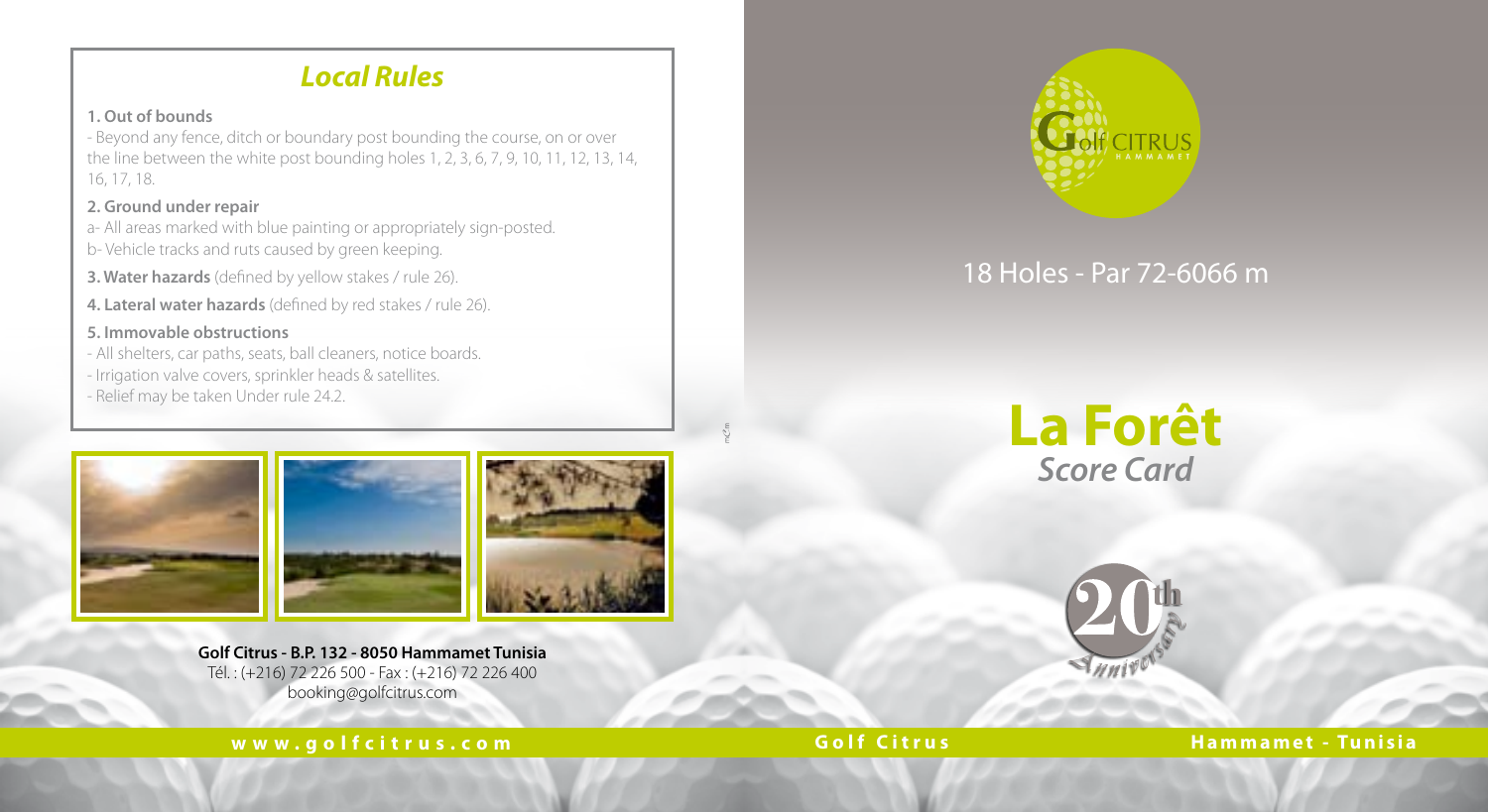## Local Rules

**1. Out of bounds**

- Beyond any fence, ditch or boundary post bounding the course, on or over the line between the white post bounding holes 1, 2, 3, 6, 7, 9, 10, 11, 12, 13, 14, 16, 17, 18.

**2. Ground under repair**

a- All areas marked with blue painting or appropriately sign-posted.
b- Vehicle tracks and ruts caused by green keeping.

**3. Water hazards** (defined by yellow stakes / rule 26).

**4. Lateral water hazards** (defined by red stakes / rule 26).

**5. Immovable obstructions**

- All shelters, car paths, seats, ball cleaners, notice boards.
- Irrigation valve covers, sprinkler heads & satellites.
- Relief may be taken Under rule 24.2.

**Golf Citrus - B.P. 132 - 8050 Hammamet Tunisia**
Tél. : (+216) 72 226 500 - Fax : (+216) 72 226 400
booking@golfcitrus.com

**www.golfcitrus.com**

Golf CITRUS HAMMAMET

18 Holes - Par 72-6066 m

# La Forêt

***Score Card***

20th Anniversary

**Golf Citrus** **Hammamet - Tunisia**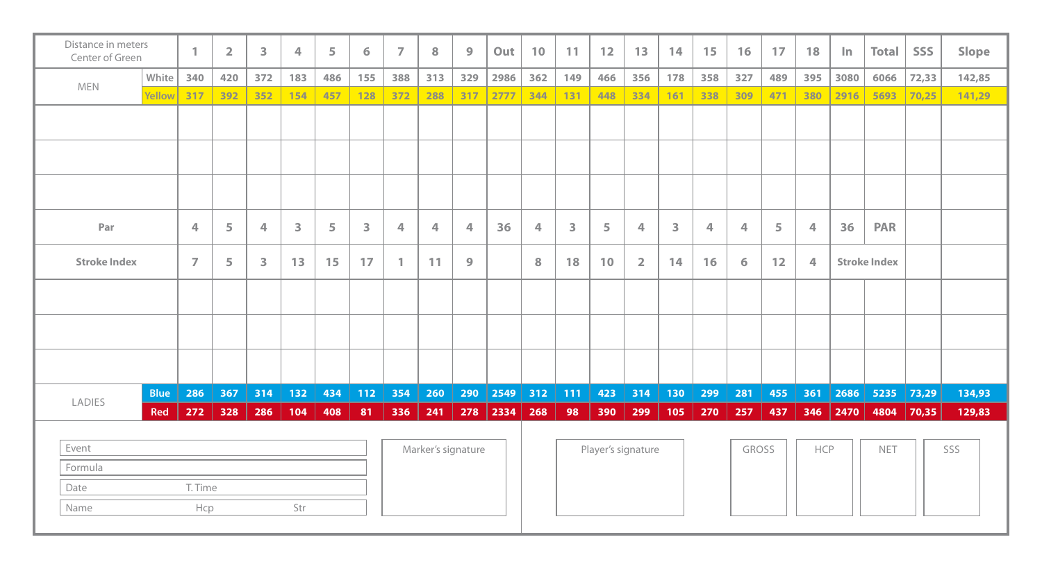| Distance in meters Center of Green | | 1 | 2 | 3 | 4 | 5 | 6 | 7 | 8 | 9 | Out | 10 | 11 | 12 | 13 | 14 | 15 | 16 | 17 | 18 | In | Total | SSS | Slope |
|---|---|---|---|---|---|---|---|---|---|---|---|---|---|---|---|---|---|---|---|---|---|---|---|---|
| MEN | White | 340 | 420 | 372 | 183 | 486 | 155 | 388 | 313 | 329 | 2986 | 362 | 149 | 466 | 356 | 178 | 358 | 327 | 489 | 395 | 3080 | 6066 | 72,33 | 142,85 |
| | Yellow | 317 | 392 | 352 | 154 | 457 | 128 | 372 | 288 | 317 | 2777 | 344 | 131 | 448 | 334 | 161 | 338 | 309 | 471 | 380 | 2916 | 5693 | 70,25 | 141,29 |
| | | | | | | | | | | | | | | | | | | | | | | | | |
| | | | | | | | | | | | | | | | | | | | | | | | | |
| | | | | | | | | | | | | | | | | | | | | | | | | |
| Par | | 4 | 5 | 4 | 3 | 5 | 3 | 4 | 4 | 4 | 36 | 4 | 3 | 5 | 4 | 3 | 4 | 4 | 5 | 4 | 36 | PAR | | |
| Stroke Index | | 7 | 5 | 3 | 13 | 15 | 17 | 1 | 11 | 9 | | 8 | 18 | 10 | 2 | 14 | 16 | 6 | 12 | 4 | Stroke Index | | | |
| | | | | | | | | | | | | | | | | | | | | | | | | |
| | | | | | | | | | | | | | | | | | | | | | | | | |
| | | | | | | | | | | | | | | | | | | | | | | | | |
| LADIES | Blue | 286 | 367 | 314 | 132 | 434 | 112 | 354 | 260 | 290 | 2549 | 312 | 111 | 423 | 314 | 130 | 299 | 281 | 455 | 361 | 2686 | 5235 | 73,29 | 134,93 |
| | Red | 272 | 328 | 286 | 104 | 408 | 81 | 336 | 241 | 278 | 2334 | 268 | 98 | 390 | 299 | 105 | 270 | 257 | 437 | 346 | 2470 | 4804 | 70,35 | 129,83 |

Event

Formula

Date T. Time

Name Hcp Str

Marker's signature

Player's signature

| GROSS | HCP | NET | SSS |
|---|---|---|---|
| | | | |